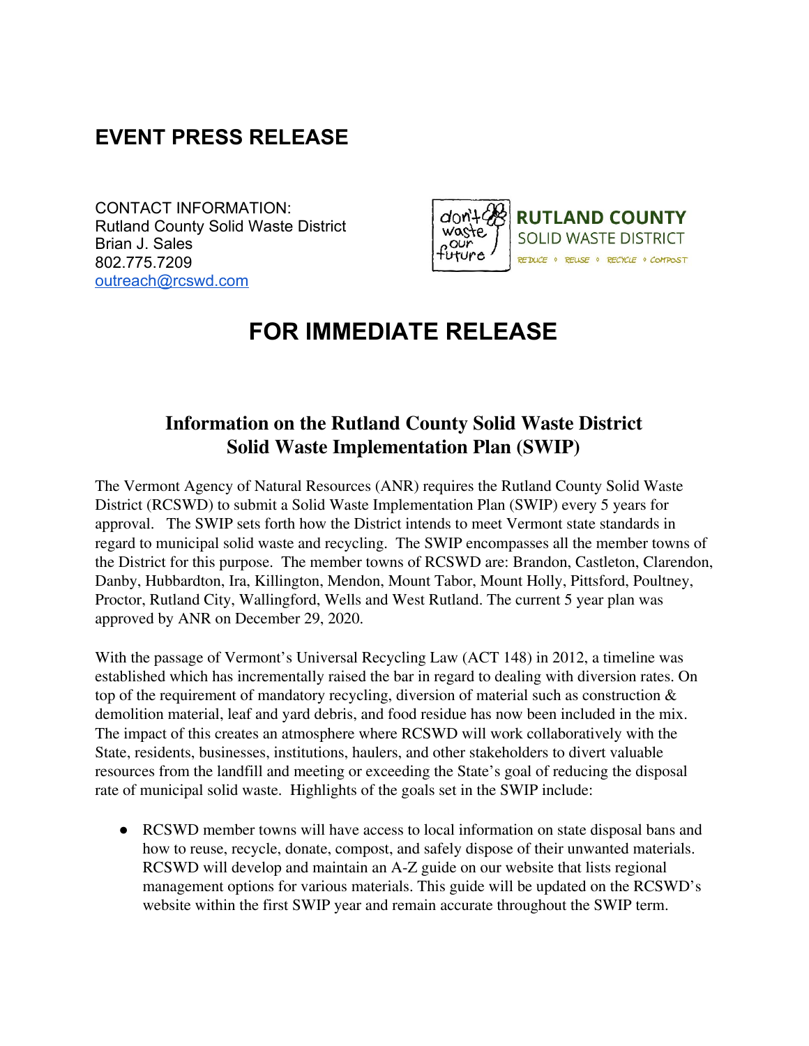## EVENT PRESS RELEASE

CONTACT INFORMATION:
Rutland County Solid Waste District
Brian J. Sales
802.775.7209
outreach@rcswd.com

RUTLAND COUNTY SOLID WASTE DISTRICT
REDUCE ◦ REUSE ◦ RECYCLE ◦ COMPOST

# FOR IMMEDIATE RELEASE

### Information on the Rutland County Solid Waste District Solid Waste Implementation Plan (SWIP)

The Vermont Agency of Natural Resources (ANR) requires the Rutland County Solid Waste District (RCSWD) to submit a Solid Waste Implementation Plan (SWIP) every 5 years for approval. The SWIP sets forth how the District intends to meet Vermont state standards in regard to municipal solid waste and recycling. The SWIP encompasses all the member towns of the District for this purpose. The member towns of RCSWD are: Brandon, Castleton, Clarendon, Danby, Hubbardton, Ira, Killington, Mendon, Mount Tabor, Mount Holly, Pittsford, Poultney, Proctor, Rutland City, Wallingford, Wells and West Rutland. The current 5 year plan was approved by ANR on December 29, 2020.

With the passage of Vermont's Universal Recycling Law (ACT 148) in 2012, a timeline was established which has incrementally raised the bar in regard to dealing with diversion rates. On top of the requirement of mandatory recycling, diversion of material such as construction & demolition material, leaf and yard debris, and food residue has now been included in the mix. The impact of this creates an atmosphere where RCSWD will work collaboratively with the State, residents, businesses, institutions, haulers, and other stakeholders to divert valuable resources from the landfill and meeting or exceeding the State's goal of reducing the disposal rate of municipal solid waste. Highlights of the goals set in the SWIP include:

- RCSWD member towns will have access to local information on state disposal bans and how to reuse, recycle, donate, compost, and safely dispose of their unwanted materials. RCSWD will develop and maintain an A-Z guide on our website that lists regional management options for various materials. This guide will be updated on the RCSWD's website within the first SWIP year and remain accurate throughout the SWIP term.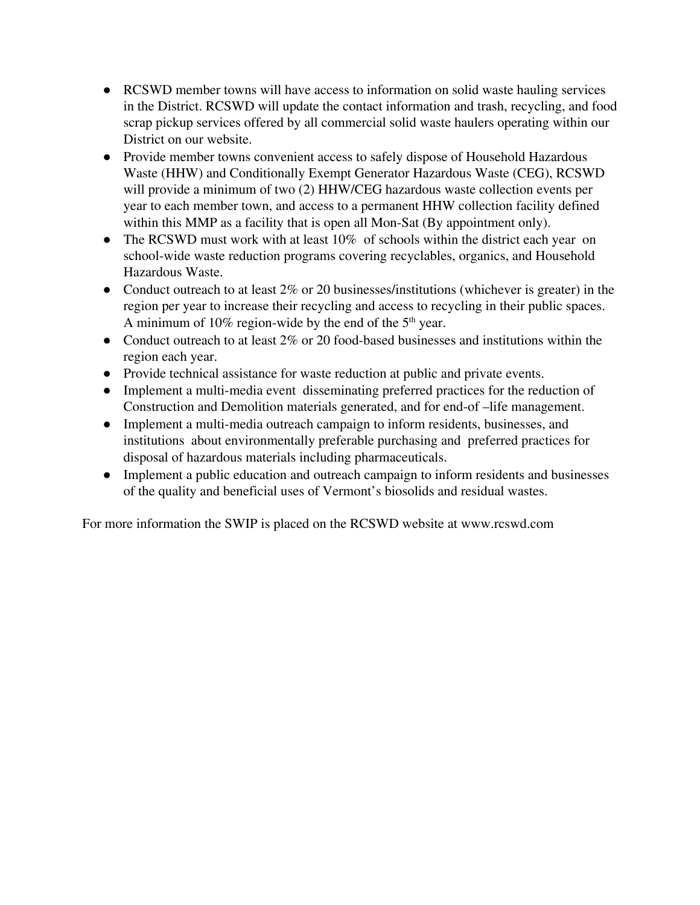- RCSWD member towns will have access to information on solid waste hauling services in the District. RCSWD will update the contact information and trash, recycling, and food scrap pickup services offered by all commercial solid waste haulers operating within our District on our website.
- Provide member towns convenient access to safely dispose of Household Hazardous Waste (HHW) and Conditionally Exempt Generator Hazardous Waste (CEG), RCSWD will provide a minimum of two (2) HHW/CEG hazardous waste collection events per year to each member town, and access to a permanent HHW collection facility defined within this MMP as a facility that is open all Mon-Sat (By appointment only).
- The RCSWD must work with at least 10% of schools within the district each year on school-wide waste reduction programs covering recyclables, organics, and Household Hazardous Waste.
- Conduct outreach to at least 2% or 20 businesses/institutions (whichever is greater) in the region per year to increase their recycling and access to recycling in their public spaces. A minimum of 10% region-wide by the end of the 5th year.
- Conduct outreach to at least 2% or 20 food-based businesses and institutions within the region each year.
- Provide technical assistance for waste reduction at public and private events.
- Implement a multi-media event disseminating preferred practices for the reduction of Construction and Demolition materials generated, and for end-of –life management.
- Implement a multi-media outreach campaign to inform residents, businesses, and institutions about environmentally preferable purchasing and preferred practices for disposal of hazardous materials including pharmaceuticals.
- Implement a public education and outreach campaign to inform residents and businesses of the quality and beneficial uses of Vermont's biosolids and residual wastes.

For more information the SWIP is placed on the RCSWD website at www.rcswd.com